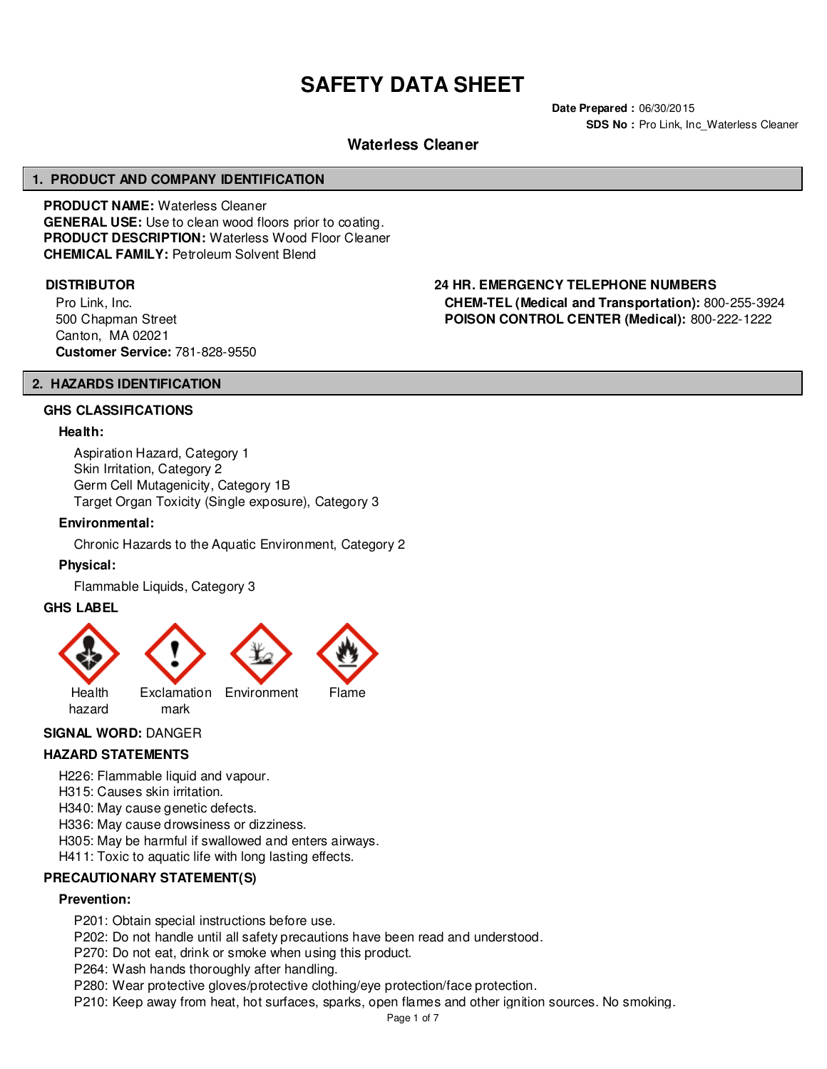# SAFETY DATA SHEET

**Date Prepared :** 06/30/2015
**SDS No :** Pro Link, Inc_Waterless Cleaner

## Waterless Cleaner

## 1. PRODUCT AND COMPANY IDENTIFICATION

**PRODUCT NAME:** Waterless Cleaner
**GENERAL USE:** Use to clean wood floors prior to coating.
**PRODUCT DESCRIPTION:** Waterless Wood Floor Cleaner
**CHEMICAL FAMILY:** Petroleum Solvent Blend

**DISTRIBUTOR**

Pro Link, Inc.
500 Chapman Street
Canton, MA 02021
**Customer Service:** 781-828-9550

**24 HR. EMERGENCY TELEPHONE NUMBERS**

**CHEM-TEL (Medical and Transportation):** 800-255-3924
**POISON CONTROL CENTER (Medical):** 800-222-1222

## 2. HAZARDS IDENTIFICATION

### GHS CLASSIFICATIONS

**Health:**

Aspiration Hazard, Category 1
Skin Irritation, Category 2
Germ Cell Mutagenicity, Category 1B
Target Organ Toxicity (Single exposure), Category 3

**Environmental:**

Chronic Hazards to the Aquatic Environment, Category 2

**Physical:**

Flammable Liquids, Category 3

### GHS LABEL

Health hazard | Exclamation mark | Environment | Flame

**SIGNAL WORD:** DANGER

### HAZARD STATEMENTS

H226: Flammable liquid and vapour.
H315: Causes skin irritation.
H340: May cause genetic defects.
H336: May cause drowsiness or dizziness.
H305: May be harmful if swallowed and enters airways.
H411: Toxic to aquatic life with long lasting effects.

### PRECAUTIONARY STATEMENT(S)

**Prevention:**

P201: Obtain special instructions before use.
P202: Do not handle until all safety precautions have been read and understood.
P270: Do not eat, drink or smoke when using this product.
P264: Wash hands thoroughly after handling.
P280: Wear protective gloves/protective clothing/eye protection/face protection.
P210: Keep away from heat, hot surfaces, sparks, open flames and other ignition sources. No smoking.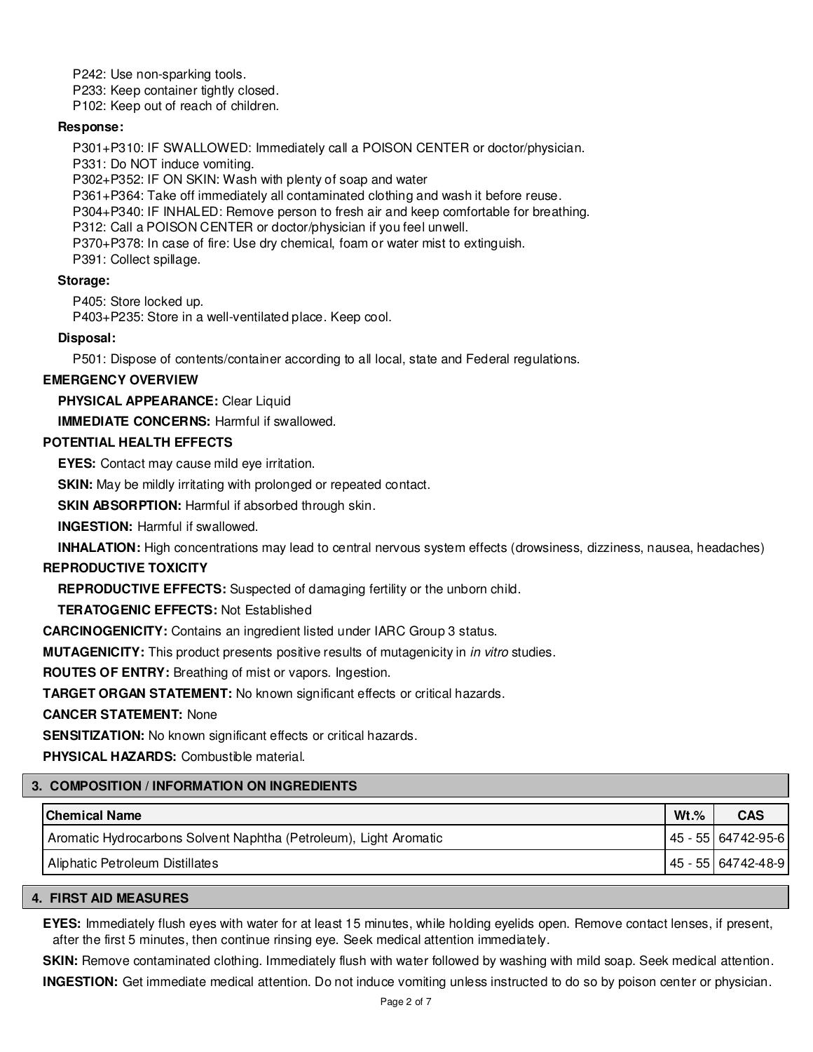P242: Use non-sparking tools.
P233: Keep container tightly closed.
P102: Keep out of reach of children.

**Response:**

P301+P310: IF SWALLOWED: Immediately call a POISON CENTER or doctor/physician.
P331: Do NOT induce vomiting.
P302+P352: IF ON SKIN: Wash with plenty of soap and water
P361+P364: Take off immediately all contaminated clothing and wash it before reuse.
P304+P340: IF INHALED: Remove person to fresh air and keep comfortable for breathing.
P312: Call a POISON CENTER or doctor/physician if you feel unwell.
P370+P378: In case of fire: Use dry chemical, foam or water mist to extinguish.
P391: Collect spillage.

**Storage:**

P405: Store locked up.
P403+P235: Store in a well-ventilated place. Keep cool.

**Disposal:**

P501: Dispose of contents/container according to all local, state and Federal regulations.

**EMERGENCY OVERVIEW**

**PHYSICAL APPEARANCE:** Clear Liquid

**IMMEDIATE CONCERNS:** Harmful if swallowed.

**POTENTIAL HEALTH EFFECTS**

**EYES:** Contact may cause mild eye irritation.

**SKIN:** May be mildly irritating with prolonged or repeated contact.

**SKIN ABSORPTION:** Harmful if absorbed through skin.

**INGESTION:** Harmful if swallowed.

**INHALATION:** High concentrations may lead to central nervous system effects (drowsiness, dizziness, nausea, headaches)

**REPRODUCTIVE TOXICITY**

**REPRODUCTIVE EFFECTS:** Suspected of damaging fertility or the unborn child.

**TERATOGENIC EFFECTS:** Not Established

**CARCINOGENICITY:** Contains an ingredient listed under IARC Group 3 status.

**MUTAGENICITY:** This product presents positive results of mutagenicity in *in vitro* studies.

**ROUTES OF ENTRY:** Breathing of mist or vapors. Ingestion.

**TARGET ORGAN STATEMENT:** No known significant effects or critical hazards.

**CANCER STATEMENT:** None

**SENSITIZATION:** No known significant effects or critical hazards.

**PHYSICAL HAZARDS:** Combustible material.

## 3. COMPOSITION / INFORMATION ON INGREDIENTS

| Chemical Name | Wt.% | CAS |
|---|---|---|
| Aromatic Hydrocarbons Solvent Naphtha (Petroleum), Light Aromatic | 45 - 55 | 64742-95-6 |
| Aliphatic Petroleum Distillates | 45 - 55 | 64742-48-9 |

## 4. FIRST AID MEASURES

**EYES:** Immediately flush eyes with water for at least 15 minutes, while holding eyelids open. Remove contact lenses, if present, after the first 5 minutes, then continue rinsing eye. Seek medical attention immediately.

**SKIN:** Remove contaminated clothing. Immediately flush with water followed by washing with mild soap. Seek medical attention.

**INGESTION:** Get immediate medical attention. Do not induce vomiting unless instructed to do so by poison center or physician.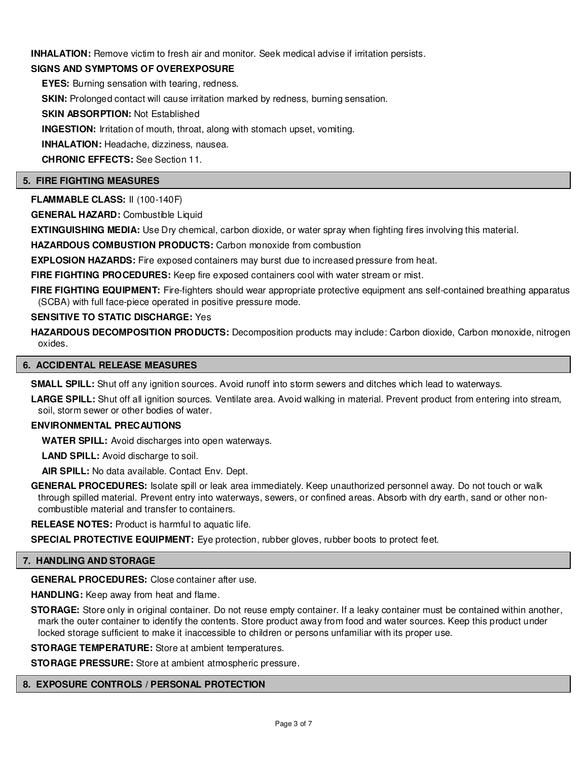**INHALATION:** Remove victim to fresh air and monitor. Seek medical advise if irritation persists.

**SIGNS AND SYMPTOMS OF OVEREXPOSURE**

**EYES:** Burning sensation with tearing, redness.

**SKIN:** Prolonged contact will cause irritation marked by redness, burning sensation.

**SKIN ABSORPTION:** Not Established

**INGESTION:** Irritation of mouth, throat, along with stomach upset, vomiting.

**INHALATION:** Headache, dizziness, nausea.

**CHRONIC EFFECTS:** See Section 11.

## 5. FIRE FIGHTING MEASURES

**FLAMMABLE CLASS:** II (100-140F)

**GENERAL HAZARD:** Combustible Liquid

**EXTINGUISHING MEDIA:** Use Dry chemical, carbon dioxide, or water spray when fighting fires involving this material.

**HAZARDOUS COMBUSTION PRODUCTS:** Carbon monoxide from combustion

**EXPLOSION HAZARDS:** Fire exposed containers may burst due to increased pressure from heat.

**FIRE FIGHTING PROCEDURES:** Keep fire exposed containers cool with water stream or mist.

**FIRE FIGHTING EQUIPMENT:** Fire-fighters should wear appropriate protective equipment ans self-contained breathing apparatus (SCBA) with full face-piece operated in positive pressure mode.

**SENSITIVE TO STATIC DISCHARGE:** Yes

**HAZARDOUS DECOMPOSITION PRODUCTS:** Decomposition products may include: Carbon dioxide, Carbon monoxide, nitrogen oxides.

## 6. ACCIDENTAL RELEASE MEASURES

**SMALL SPILL:** Shut off any ignition sources. Avoid runoff into storm sewers and ditches which lead to waterways.

**LARGE SPILL:** Shut off all ignition sources. Ventilate area. Avoid walking in material. Prevent product from entering into stream, soil, storm sewer or other bodies of water.

**ENVIRONMENTAL PRECAUTIONS**

**WATER SPILL:** Avoid discharges into open waterways.

**LAND SPILL:** Avoid discharge to soil.

**AIR SPILL:** No data available. Contact Env. Dept.

**GENERAL PROCEDURES:** Isolate spill or leak area immediately. Keep unauthorized personnel away. Do not touch or walk through spilled material. Prevent entry into waterways, sewers, or confined areas. Absorb with dry earth, sand or other non-combustible material and transfer to containers.

**RELEASE NOTES:** Product is harmful to aquatic life.

**SPECIAL PROTECTIVE EQUIPMENT:** Eye protection, rubber gloves, rubber boots to protect feet.

## 7. HANDLING AND STORAGE

**GENERAL PROCEDURES:** Close container after use.

**HANDLING:** Keep away from heat and flame.

**STORAGE:** Store only in original container. Do not reuse empty container. If a leaky container must be contained within another, mark the outer container to identify the contents. Store product away from food and water sources. Keep this product under locked storage sufficient to make it inaccessible to children or persons unfamiliar with its proper use.

**STORAGE TEMPERATURE:** Store at ambient temperatures.

**STORAGE PRESSURE:** Store at ambient atmospheric pressure.

## 8. EXPOSURE CONTROLS / PERSONAL PROTECTION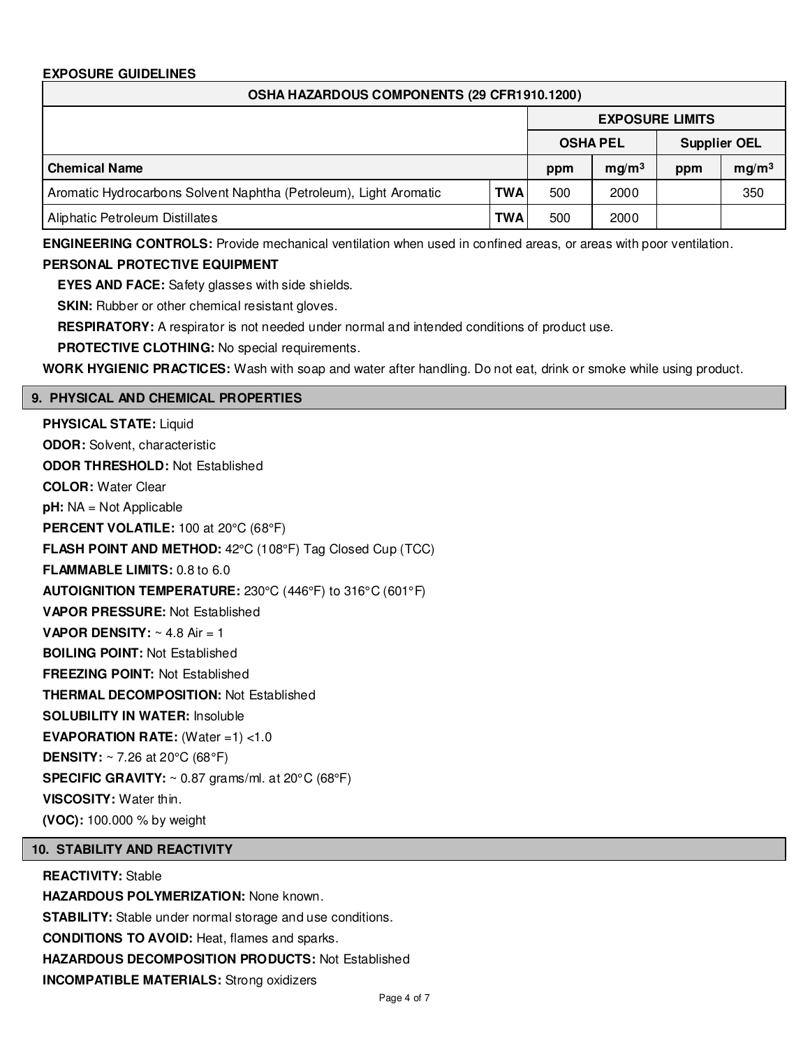**EXPOSURE GUIDELINES**

| OSHA HAZARDOUS COMPONENTS (29 CFR1910.1200) | | | | | |
|---|---|---|---|---|---|
| | | EXPOSURE LIMITS | | | |
| | | OSHA PEL | | Supplier OEL | |
| Chemical Name | | ppm | mg/m$^3$ | ppm | mg/m$^3$ |
| Aromatic Hydrocarbons Solvent Naphtha (Petroleum), Light Aromatic | TWA | 500 | 2000 | | 350 |
| Aliphatic Petroleum Distillates | TWA | 500 | 2000 | | |

**ENGINEERING CONTROLS:** Provide mechanical ventilation when used in confined areas, or areas with poor ventilation.

**PERSONAL PROTECTIVE EQUIPMENT**

**EYES AND FACE:** Safety glasses with side shields.

**SKIN:** Rubber or other chemical resistant gloves.

**RESPIRATORY:** A respirator is not needed under normal and intended conditions of product use.

**PROTECTIVE CLOTHING:** No special requirements.

**WORK HYGIENIC PRACTICES:** Wash with soap and water after handling. Do not eat, drink or smoke while using product.

## 9. PHYSICAL AND CHEMICAL PROPERTIES

**PHYSICAL STATE:** Liquid

**ODOR:** Solvent, characteristic

**ODOR THRESHOLD:** Not Established

**COLOR:** Water Clear

**pH:** NA = Not Applicable

**PERCENT VOLATILE:** 100 at 20°C (68°F)

**FLASH POINT AND METHOD:** 42°C (108°F) Tag Closed Cup (TCC)

**FLAMMABLE LIMITS:** 0.8 to 6.0

**AUTOIGNITION TEMPERATURE:** 230°C (446°F) to 316°C (601°F)

**VAPOR PRESSURE:** Not Established

**VAPOR DENSITY:** ~ 4.8 Air = 1

**BOILING POINT:** Not Established

**FREEZING POINT:** Not Established

**THERMAL DECOMPOSITION:** Not Established

**SOLUBILITY IN WATER:** Insoluble

**EVAPORATION RATE:** (Water =1) <1.0

**DENSITY:** ~ 7.26 at 20°C (68°F)

**SPECIFIC GRAVITY:** ~ 0.87 grams/ml. at 20°C (68°F)

**VISCOSITY:** Water thin.

**(VOC):** 100.000 % by weight

## 10. STABILITY AND REACTIVITY

**REACTIVITY:** Stable

**HAZARDOUS POLYMERIZATION:** None known.

**STABILITY:** Stable under normal storage and use conditions.

**CONDITIONS TO AVOID:** Heat, flames and sparks.

**HAZARDOUS DECOMPOSITION PRODUCTS:** Not Established

**INCOMPATIBLE MATERIALS:** Strong oxidizers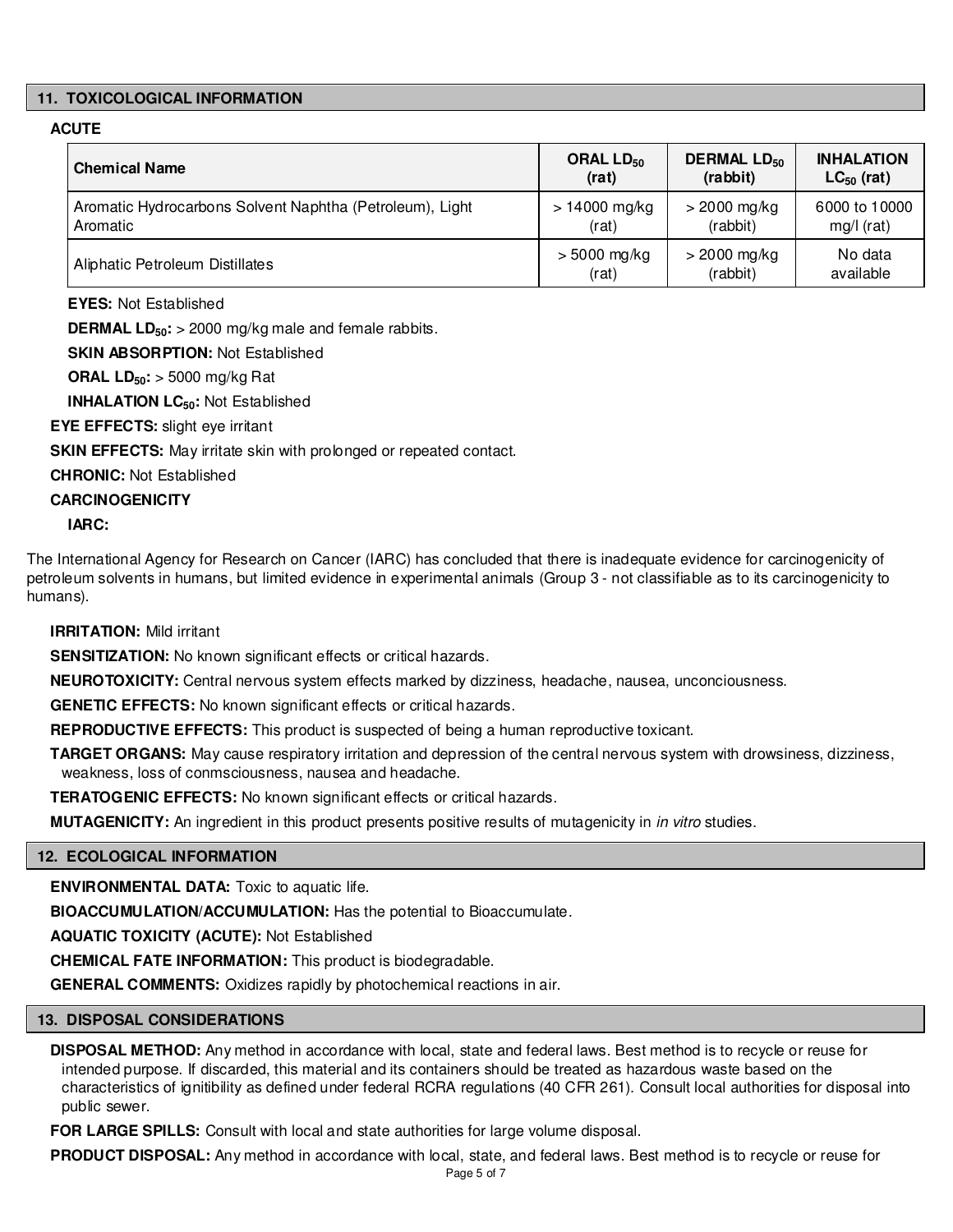## 11. TOXICOLOGICAL INFORMATION

**ACUTE**

| Chemical Name | ORAL $LD_{50}$ (rat) | DERMAL $LD_{50}$ (rabbit) | INHALATION $LC_{50}$ (rat) |
|---|---|---|---|
| Aromatic Hydrocarbons Solvent Naphtha (Petroleum), Light Aromatic | > 14000 mg/kg (rat) | > 2000 mg/kg (rabbit) | 6000 to 10000 mg/l (rat) |
| Aliphatic Petroleum Distillates | > 5000 mg/kg (rat) | > 2000 mg/kg (rabbit) | No data available |

**EYES:** Not Established

**DERMAL $LD_{50}$:** > 2000 mg/kg male and female rabbits.

**SKIN ABSORPTION:** Not Established

**ORAL $LD_{50}$:** > 5000 mg/kg Rat

**INHALATION $LC_{50}$:** Not Established

**EYE EFFECTS:** slight eye irritant

**SKIN EFFECTS:** May irritate skin with prolonged or repeated contact.

**CHRONIC:** Not Established

**CARCINOGENICITY**

**IARC:**

The International Agency for Research on Cancer (IARC) has concluded that there is inadequate evidence for carcinogenicity of petroleum solvents in humans, but limited evidence in experimental animals (Group 3 - not classifiable as to its carcinogenicity to humans).

**IRRITATION:** Mild irritant

**SENSITIZATION:** No known significant effects or critical hazards.

**NEUROTOXICITY:** Central nervous system effects marked by dizziness, headache, nausea, unconciousness.

**GENETIC EFFECTS:** No known significant effects or critical hazards.

**REPRODUCTIVE EFFECTS:** This product is suspected of being a human reproductive toxicant.

**TARGET ORGANS:** May cause respiratory irritation and depression of the central nervous system with drowsiness, dizziness, weakness, loss of conmsciousness, nausea and headache.

**TERATOGENIC EFFECTS:** No known significant effects or critical hazards.

**MUTAGENICITY:** An ingredient in this product presents positive results of mutagenicity in *in vitro* studies.

## 12. ECOLOGICAL INFORMATION

**ENVIRONMENTAL DATA:** Toxic to aquatic life.

**BIOACCUMULATION/ACCUMULATION:** Has the potential to Bioaccumulate.

**AQUATIC TOXICITY (ACUTE):** Not Established

**CHEMICAL FATE INFORMATION:** This product is biodegradable.

**GENERAL COMMENTS:** Oxidizes rapidly by photochemical reactions in air.

## 13. DISPOSAL CONSIDERATIONS

**DISPOSAL METHOD:** Any method in accordance with local, state and federal laws. Best method is to recycle or reuse for intended purpose. If discarded, this material and its containers should be treated as hazardous waste based on the characteristics of ignitibility as defined under federal RCRA regulations (40 CFR 261). Consult local authorities for disposal into public sewer.

**FOR LARGE SPILLS:** Consult with local and state authorities for large volume disposal.

**PRODUCT DISPOSAL:** Any method in accordance with local, state, and federal laws. Best method is to recycle or reuse for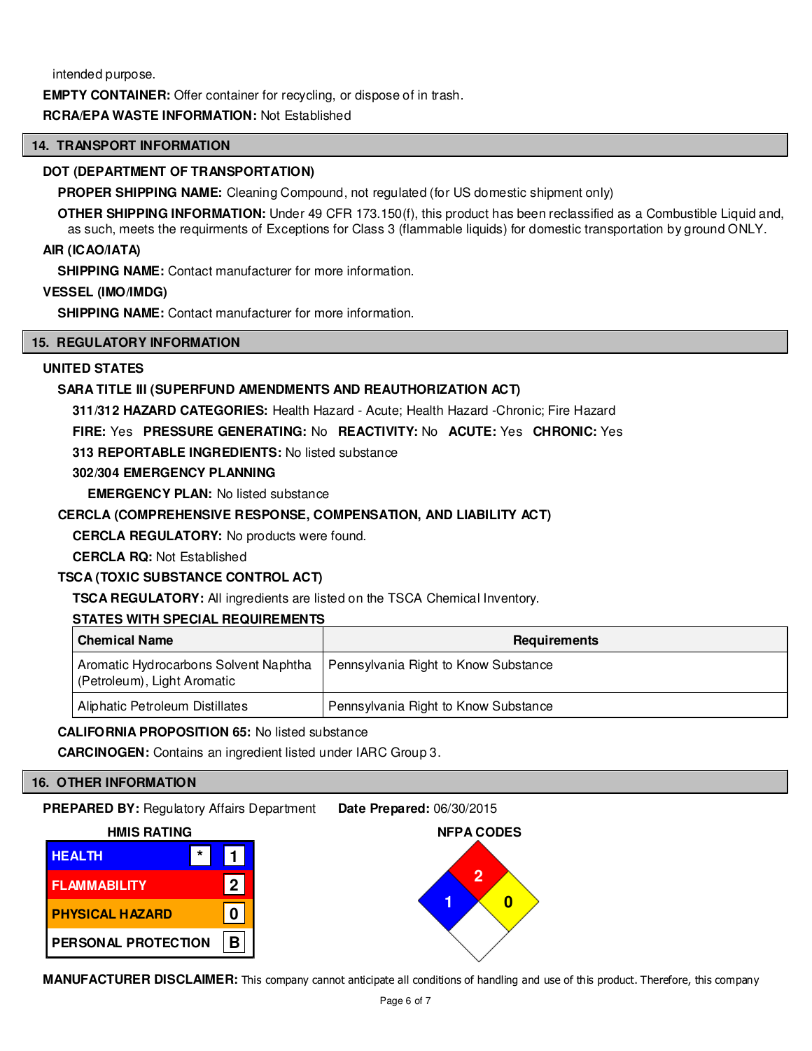intended purpose.

**EMPTY CONTAINER:** Offer container for recycling, or dispose of in trash.

**RCRA/EPA WASTE INFORMATION:** Not Established

## 14. TRANSPORT INFORMATION

**DOT (DEPARTMENT OF TRANSPORTATION)**

**PROPER SHIPPING NAME:** Cleaning Compound, not regulated (for US domestic shipment only)

**OTHER SHIPPING INFORMATION:** Under 49 CFR 173.150(f), this product has been reclassified as a Combustible Liquid and, as such, meets the requirments of Exceptions for Class 3 (flammable liquids) for domestic transportation by ground ONLY.

**AIR (ICAO/IATA)**

**SHIPPING NAME:** Contact manufacturer for more information.

**VESSEL (IMO/IMDG)**

**SHIPPING NAME:** Contact manufacturer for more information.

## 15. REGULATORY INFORMATION

**UNITED STATES**

**SARA TITLE III (SUPERFUND AMENDMENTS AND REAUTHORIZATION ACT)**

**311/312 HAZARD CATEGORIES:** Health Hazard - Acute; Health Hazard -Chronic; Fire Hazard

**FIRE:** Yes **PRESSURE GENERATING:** No **REACTIVITY:** No **ACUTE:** Yes **CHRONIC:** Yes

**313 REPORTABLE INGREDIENTS:** No listed substance

**302/304 EMERGENCY PLANNING**

**EMERGENCY PLAN:** No listed substance

**CERCLA (COMPREHENSIVE RESPONSE, COMPENSATION, AND LIABILITY ACT)**

**CERCLA REGULATORY:** No products were found.

**CERCLA RQ:** Not Established

**TSCA (TOXIC SUBSTANCE CONTROL ACT)**

**TSCA REGULATORY:** All ingredients are listed on the TSCA Chemical Inventory.

**STATES WITH SPECIAL REQUIREMENTS**

| Chemical Name | Requirements |
|---|---|
| Aromatic Hydrocarbons Solvent Naphtha (Petroleum), Light Aromatic | Pennsylvania Right to Know Substance |
| Aliphatic Petroleum Distillates | Pennsylvania Right to Know Substance |

**CALIFORNIA PROPOSITION 65:** No listed substance

**CARCINOGEN:** Contains an ingredient listed under IARC Group 3.

## 16. OTHER INFORMATION

**PREPARED BY:** Regulatory Affairs Department **Date Prepared:** 06/30/2015

**HMIS RATING**

| | |
|---|---|
| HEALTH | * 1 |
| FLAMMABILITY | 2 |
| PHYSICAL HAZARD | 0 |
| PERSONAL PROTECTION | B |

**NFPA CODES**

Health: 1, Flammability: 2, Instability: 0

**MANUFACTURER DISCLAIMER:** This company cannot anticipate all conditions of handling and use of this product. Therefore, this company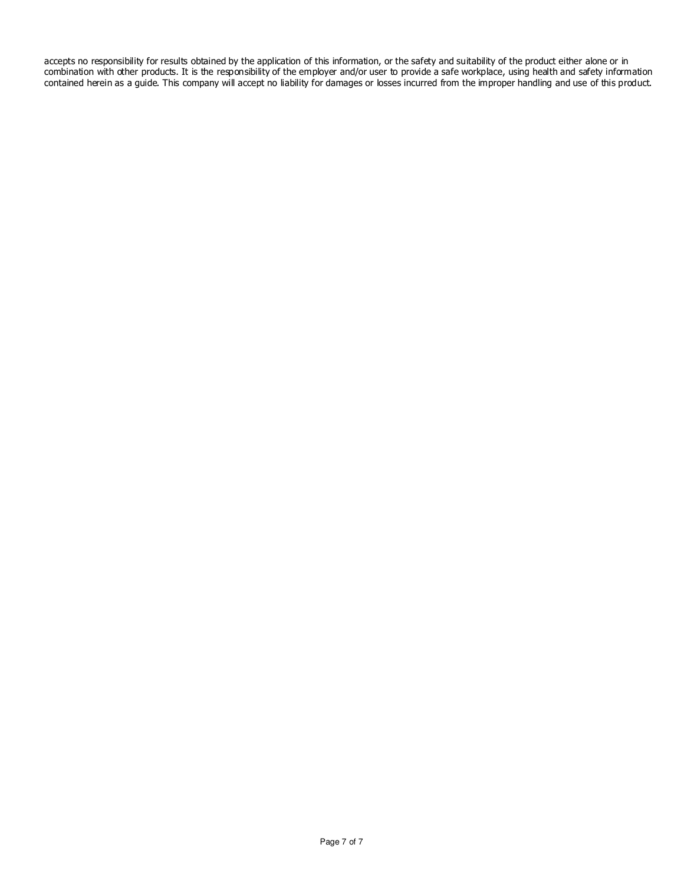accepts no responsibility for results obtained by the application of this information, or the safety and suitability of the product either alone or in combination with other products. It is the responsibility of the employer and/or user to provide a safe workplace, using health and safety information contained herein as a guide. This company will accept no liability for damages or losses incurred from the improper handling and use of this product.